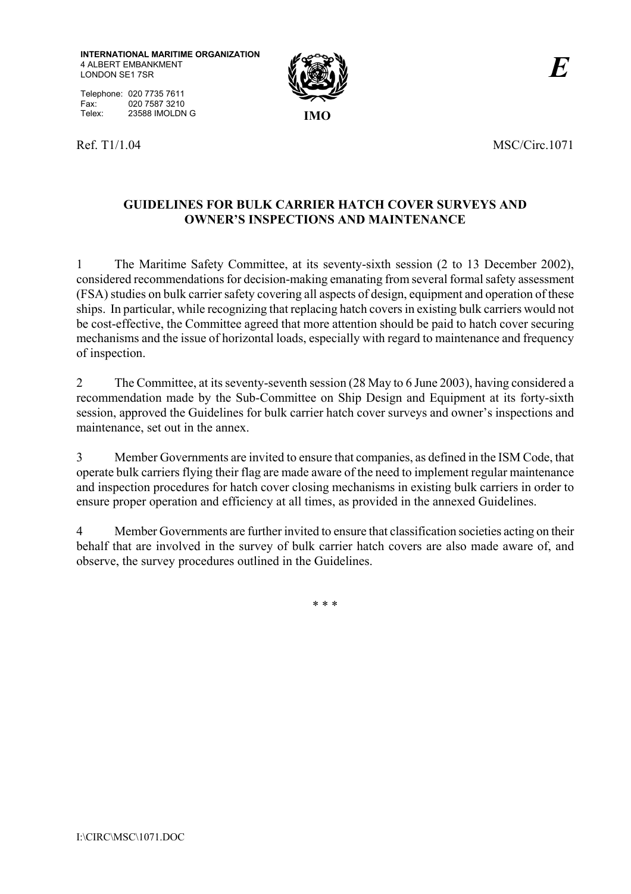**INTERNATIONAL MARITIME ORGANIZATION**
4 ALBERT EMBANKMENT
LONDON SE1 7SR

Telephone: 020 7735 7611
Fax: 020 7587 3210
Telex: 23588 IMOLDN G

**IMO**

***E***

Ref. T1/1.04 MSC/Circ.1071

## GUIDELINES FOR BULK CARRIER HATCH COVER SURVEYS AND OWNER'S INSPECTIONS AND MAINTENANCE

1 The Maritime Safety Committee, at its seventy-sixth session (2 to 13 December 2002), considered recommendations for decision-making emanating from several formal safety assessment (FSA) studies on bulk carrier safety covering all aspects of design, equipment and operation of these ships. In particular, while recognizing that replacing hatch covers in existing bulk carriers would not be cost-effective, the Committee agreed that more attention should be paid to hatch cover securing mechanisms and the issue of horizontal loads, especially with regard to maintenance and frequency of inspection.

2 The Committee, at its seventy-seventh session (28 May to 6 June 2003), having considered a recommendation made by the Sub-Committee on Ship Design and Equipment at its forty-sixth session, approved the Guidelines for bulk carrier hatch cover surveys and owner's inspections and maintenance, set out in the annex.

3 Member Governments are invited to ensure that companies, as defined in the ISM Code, that operate bulk carriers flying their flag are made aware of the need to implement regular maintenance and inspection procedures for hatch cover closing mechanisms in existing bulk carriers in order to ensure proper operation and efficiency at all times, as provided in the annexed Guidelines.

4 Member Governments are further invited to ensure that classification societies acting on their behalf that are involved in the survey of bulk carrier hatch covers are also made aware of, and observe, the survey procedures outlined in the Guidelines.

\* \* \*

I:\CIRC\MSC\1071.DOC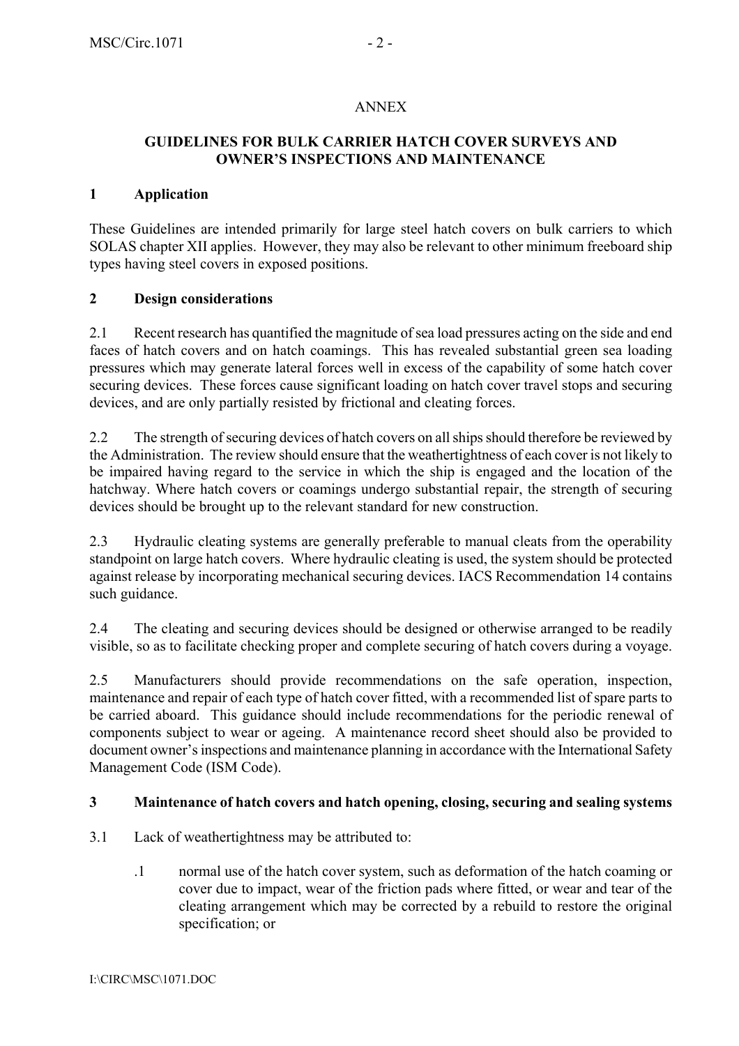ANNEX

# GUIDELINES FOR BULK CARRIER HATCH COVER SURVEYS AND OWNER'S INSPECTIONS AND MAINTENANCE

## 1 Application

These Guidelines are intended primarily for large steel hatch covers on bulk carriers to which SOLAS chapter XII applies. However, they may also be relevant to other minimum freeboard ship types having steel covers in exposed positions.

## 2 Design considerations

2.1 Recent research has quantified the magnitude of sea load pressures acting on the side and end faces of hatch covers and on hatch coamings. This has revealed substantial green sea loading pressures which may generate lateral forces well in excess of the capability of some hatch cover securing devices. These forces cause significant loading on hatch cover travel stops and securing devices, and are only partially resisted by frictional and cleating forces.

2.2 The strength of securing devices of hatch covers on all ships should therefore be reviewed by the Administration. The review should ensure that the weathertightness of each cover is not likely to be impaired having regard to the service in which the ship is engaged and the location of the hatchway. Where hatch covers or coamings undergo substantial repair, the strength of securing devices should be brought up to the relevant standard for new construction.

2.3 Hydraulic cleating systems are generally preferable to manual cleats from the operability standpoint on large hatch covers. Where hydraulic cleating is used, the system should be protected against release by incorporating mechanical securing devices. IACS Recommendation 14 contains such guidance.

2.4 The cleating and securing devices should be designed or otherwise arranged to be readily visible, so as to facilitate checking proper and complete securing of hatch covers during a voyage.

2.5 Manufacturers should provide recommendations on the safe operation, inspection, maintenance and repair of each type of hatch cover fitted, with a recommended list of spare parts to be carried aboard. This guidance should include recommendations for the periodic renewal of components subject to wear or ageing. A maintenance record sheet should also be provided to document owner's inspections and maintenance planning in accordance with the International Safety Management Code (ISM Code).

## 3 Maintenance of hatch covers and hatch opening, closing, securing and sealing systems

3.1 Lack of weathertightness may be attributed to:

.1 normal use of the hatch cover system, such as deformation of the hatch coaming or cover due to impact, wear of the friction pads where fitted, or wear and tear of the cleating arrangement which may be corrected by a rebuild to restore the original specification; or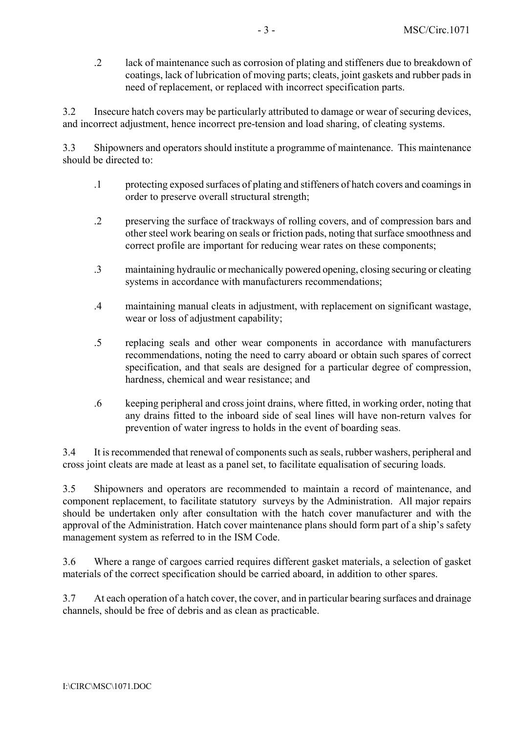.2 lack of maintenance such as corrosion of plating and stiffeners due to breakdown of coatings, lack of lubrication of moving parts; cleats, joint gaskets and rubber pads in need of replacement, or replaced with incorrect specification parts.

3.2 Insecure hatch covers may be particularly attributed to damage or wear of securing devices, and incorrect adjustment, hence incorrect pre-tension and load sharing, of cleating systems.

3.3 Shipowners and operators should institute a programme of maintenance. This maintenance should be directed to:

.1 protecting exposed surfaces of plating and stiffeners of hatch covers and coamings in order to preserve overall structural strength;

.2 preserving the surface of trackways of rolling covers, and of compression bars and other steel work bearing on seals or friction pads, noting that surface smoothness and correct profile are important for reducing wear rates on these components;

.3 maintaining hydraulic or mechanically powered opening, closing securing or cleating systems in accordance with manufacturers recommendations;

.4 maintaining manual cleats in adjustment, with replacement on significant wastage, wear or loss of adjustment capability;

.5 replacing seals and other wear components in accordance with manufacturers recommendations, noting the need to carry aboard or obtain such spares of correct specification, and that seals are designed for a particular degree of compression, hardness, chemical and wear resistance; and

.6 keeping peripheral and cross joint drains, where fitted, in working order, noting that any drains fitted to the inboard side of seal lines will have non-return valves for prevention of water ingress to holds in the event of boarding seas.

3.4 It is recommended that renewal of components such as seals, rubber washers, peripheral and cross joint cleats are made at least as a panel set, to facilitate equalisation of securing loads.

3.5 Shipowners and operators are recommended to maintain a record of maintenance, and component replacement, to facilitate statutory surveys by the Administration. All major repairs should be undertaken only after consultation with the hatch cover manufacturer and with the approval of the Administration. Hatch cover maintenance plans should form part of a ship's safety management system as referred to in the ISM Code.

3.6 Where a range of cargoes carried requires different gasket materials, a selection of gasket materials of the correct specification should be carried aboard, in addition to other spares.

3.7 At each operation of a hatch cover, the cover, and in particular bearing surfaces and drainage channels, should be free of debris and as clean as practicable.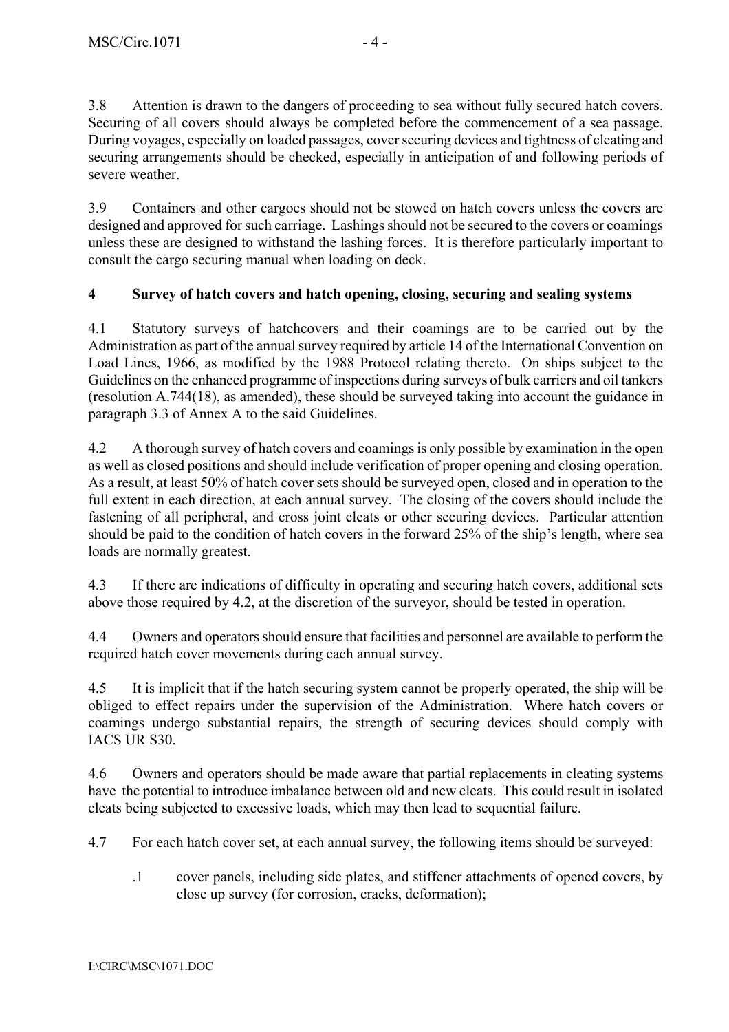3.8 Attention is drawn to the dangers of proceeding to sea without fully secured hatch covers. Securing of all covers should always be completed before the commencement of a sea passage. During voyages, especially on loaded passages, cover securing devices and tightness of cleating and securing arrangements should be checked, especially in anticipation of and following periods of severe weather.

3.9 Containers and other cargoes should not be stowed on hatch covers unless the covers are designed and approved for such carriage. Lashings should not be secured to the covers or coamings unless these are designed to withstand the lashing forces. It is therefore particularly important to consult the cargo securing manual when loading on deck.

## 4 Survey of hatch covers and hatch opening, closing, securing and sealing systems

4.1 Statutory surveys of hatchcovers and their coamings are to be carried out by the Administration as part of the annual survey required by article 14 of the International Convention on Load Lines, 1966, as modified by the 1988 Protocol relating thereto. On ships subject to the Guidelines on the enhanced programme of inspections during surveys of bulk carriers and oil tankers (resolution A.744(18), as amended), these should be surveyed taking into account the guidance in paragraph 3.3 of Annex A to the said Guidelines.

4.2 A thorough survey of hatch covers and coamings is only possible by examination in the open as well as closed positions and should include verification of proper opening and closing operation. As a result, at least 50% of hatch cover sets should be surveyed open, closed and in operation to the full extent in each direction, at each annual survey. The closing of the covers should include the fastening of all peripheral, and cross joint cleats or other securing devices. Particular attention should be paid to the condition of hatch covers in the forward 25% of the ship's length, where sea loads are normally greatest.

4.3 If there are indications of difficulty in operating and securing hatch covers, additional sets above those required by 4.2, at the discretion of the surveyor, should be tested in operation.

4.4 Owners and operators should ensure that facilities and personnel are available to perform the required hatch cover movements during each annual survey.

4.5 It is implicit that if the hatch securing system cannot be properly operated, the ship will be obliged to effect repairs under the supervision of the Administration. Where hatch covers or coamings undergo substantial repairs, the strength of securing devices should comply with IACS UR S30.

4.6 Owners and operators should be made aware that partial replacements in cleating systems have the potential to introduce imbalance between old and new cleats. This could result in isolated cleats being subjected to excessive loads, which may then lead to sequential failure.

4.7 For each hatch cover set, at each annual survey, the following items should be surveyed:

.1 cover panels, including side plates, and stiffener attachments of opened covers, by close up survey (for corrosion, cracks, deformation);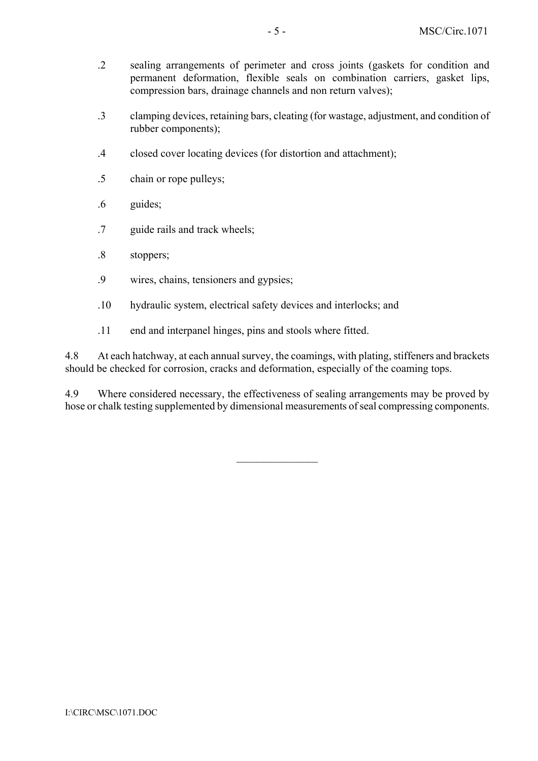.2 sealing arrangements of perimeter and cross joints (gaskets for condition and permanent deformation, flexible seals on combination carriers, gasket lips, compression bars, drainage channels and non return valves);

.3 clamping devices, retaining bars, cleating (for wastage, adjustment, and condition of rubber components);

.4 closed cover locating devices (for distortion and attachment);

.5 chain or rope pulleys;

.6 guides;

.7 guide rails and track wheels;

.8 stoppers;

.9 wires, chains, tensioners and gypsies;

.10 hydraulic system, electrical safety devices and interlocks; and

.11 end and interpanel hinges, pins and stools where fitted.

4.8 At each hatchway, at each annual survey, the coamings, with plating, stiffeners and brackets should be checked for corrosion, cracks and deformation, especially of the coaming tops.

4.9 Where considered necessary, the effectiveness of sealing arrangements may be proved by hose or chalk testing supplemented by dimensional measurements of seal compressing components.

\_\_\_\_\_\_\_\_\_\_\_\_\_\_\_